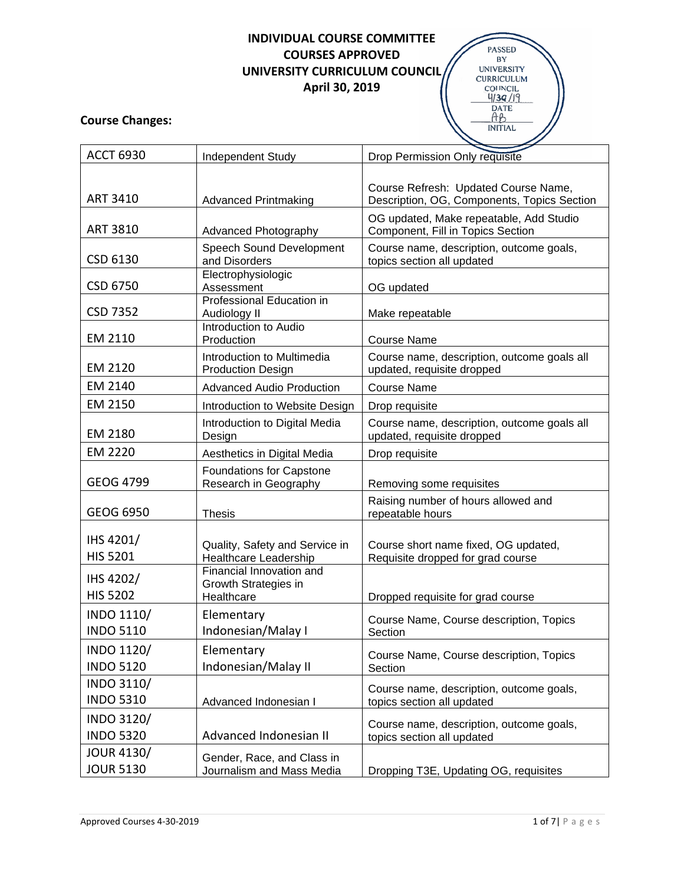**INDIVIDUAL COURSE COMMITTEE**
**COURSES APPROVED**
**UNIVERSITY CURRICULUM COUNCIL**
**April 30, 2019**

PASSED BY UNIVERSITY CURRICULUM COUNCIL 4/30/19 DATE AB INITIAL

**Course Changes:**

| | | |
|---|---|---|
| ACCT 6930 | Independent Study | Drop Permission Only requisite |
| ART 3410 | Advanced Printmaking | Course Refresh: Updated Course Name, Description, OG, Components, Topics Section |
| ART 3810 | Advanced Photography | OG updated, Make repeatable, Add Studio Component, Fill in Topics Section |
| CSD 6130 | Speech Sound Development and Disorders | Course name, description, outcome goals, topics section all updated |
| CSD 6750 | Electrophysiologic Assessment | OG updated |
| CSD 7352 | Professional Education in Audiology II | Make repeatable |
| EM 2110 | Introduction to Audio Production | Course Name |
| EM 2120 | Introduction to Multimedia Production Design | Course name, description, outcome goals all updated, requisite dropped |
| EM 2140 | Advanced Audio Production | Course Name |
| EM 2150 | Introduction to Website Design | Drop requisite |
| EM 2180 | Introduction to Digital Media Design | Course name, description, outcome goals all updated, requisite dropped |
| EM 2220 | Aesthetics in Digital Media | Drop requisite |
| GEOG 4799 | Foundations for Capstone Research in Geography | Removing some requisites |
| GEOG 6950 | Thesis | Raising number of hours allowed and repeatable hours |
| IHS 4201/ HIS 5201 | Quality, Safety and Service in Healthcare Leadership | Course short name fixed, OG updated, Requisite dropped for grad course |
| IHS 4202/ HIS 5202 | Financial Innovation and Growth Strategies in Healthcare | Dropped requisite for grad course |
| INDO 1110/ INDO 5110 | Elementary Indonesian/Malay I | Course Name, Course description, Topics Section |
| INDO 1120/ INDO 5120 | Elementary Indonesian/Malay II | Course Name, Course description, Topics Section |
| INDO 3110/ INDO 5310 | Advanced Indonesian I | Course name, description, outcome goals, topics section all updated |
| INDO 3120/ INDO 5320 | Advanced Indonesian II | Course name, description, outcome goals, topics section all updated |
| JOUR 4130/ JOUR 5130 | Gender, Race, and Class in Journalism and Mass Media | Dropping T3E, Updating OG, requisites |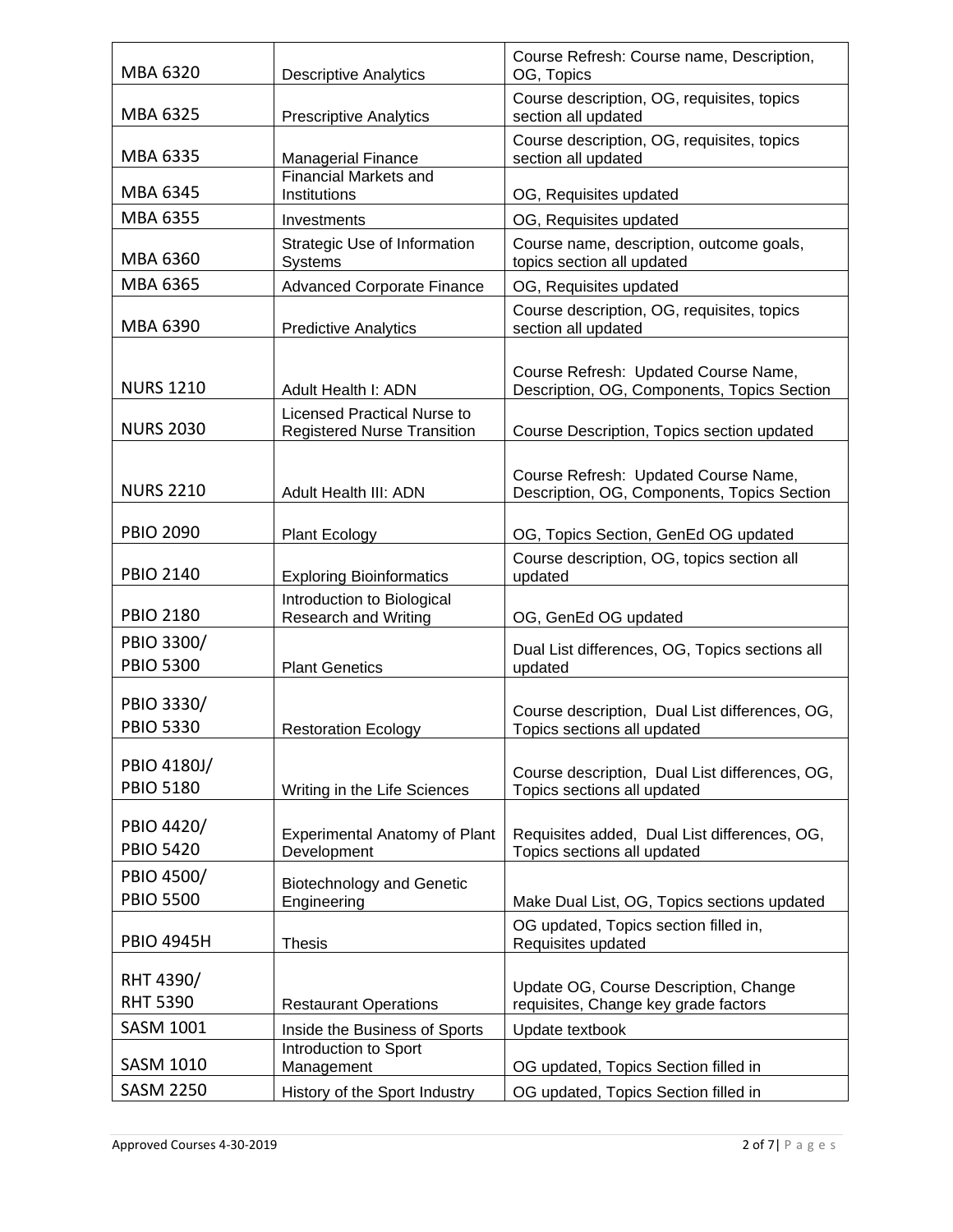| | | |
|---|---|---|
| MBA 6320 | Descriptive Analytics | Course Refresh: Course name, Description, OG, Topics |
| MBA 6325 | Prescriptive Analytics | Course description, OG, requisites, topics section all updated |
| MBA 6335 | Managerial Finance | Course description, OG, requisites, topics section all updated |
| MBA 6345 | Financial Markets and Institutions | OG, Requisites updated |
| MBA 6355 | Investments | OG, Requisites updated |
| MBA 6360 | Strategic Use of Information Systems | Course name, description, outcome goals, topics section all updated |
| MBA 6365 | Advanced Corporate Finance | OG, Requisites updated |
| MBA 6390 | Predictive Analytics | Course description, OG, requisites, topics section all updated |
| NURS 1210 | Adult Health I: ADN | Course Refresh: Updated Course Name, Description, OG, Components, Topics Section |
| NURS 2030 | Licensed Practical Nurse to Registered Nurse Transition | Course Description, Topics section updated |
| NURS 2210 | Adult Health III: ADN | Course Refresh: Updated Course Name, Description, OG, Components, Topics Section |
| PBIO 2090 | Plant Ecology | OG, Topics Section, GenEd OG updated |
| PBIO 2140 | Exploring Bioinformatics | Course description, OG, topics section all updated |
| PBIO 2180 | Introduction to Biological Research and Writing | OG, GenEd OG updated |
| PBIO 3300/ PBIO 5300 | Plant Genetics | Dual List differences, OG, Topics sections all updated |
| PBIO 3330/ PBIO 5330 | Restoration Ecology | Course description, Dual List differences, OG, Topics sections all updated |
| PBIO 4180J/ PBIO 5180 | Writing in the Life Sciences | Course description, Dual List differences, OG, Topics sections all updated |
| PBIO 4420/ PBIO 5420 | Experimental Anatomy of Plant Development | Requisites added, Dual List differences, OG, Topics sections all updated |
| PBIO 4500/ PBIO 5500 | Biotechnology and Genetic Engineering | Make Dual List, OG, Topics sections updated |
| PBIO 4945H | Thesis | OG updated, Topics section filled in, Requisites updated |
| RHT 4390/ RHT 5390 | Restaurant Operations | Update OG, Course Description, Change requisites, Change key grade factors |
| SASM 1001 | Inside the Business of Sports | Update textbook |
| SASM 1010 | Introduction to Sport Management | OG updated, Topics Section filled in |
| SASM 2250 | History of the Sport Industry | OG updated, Topics Section filled in |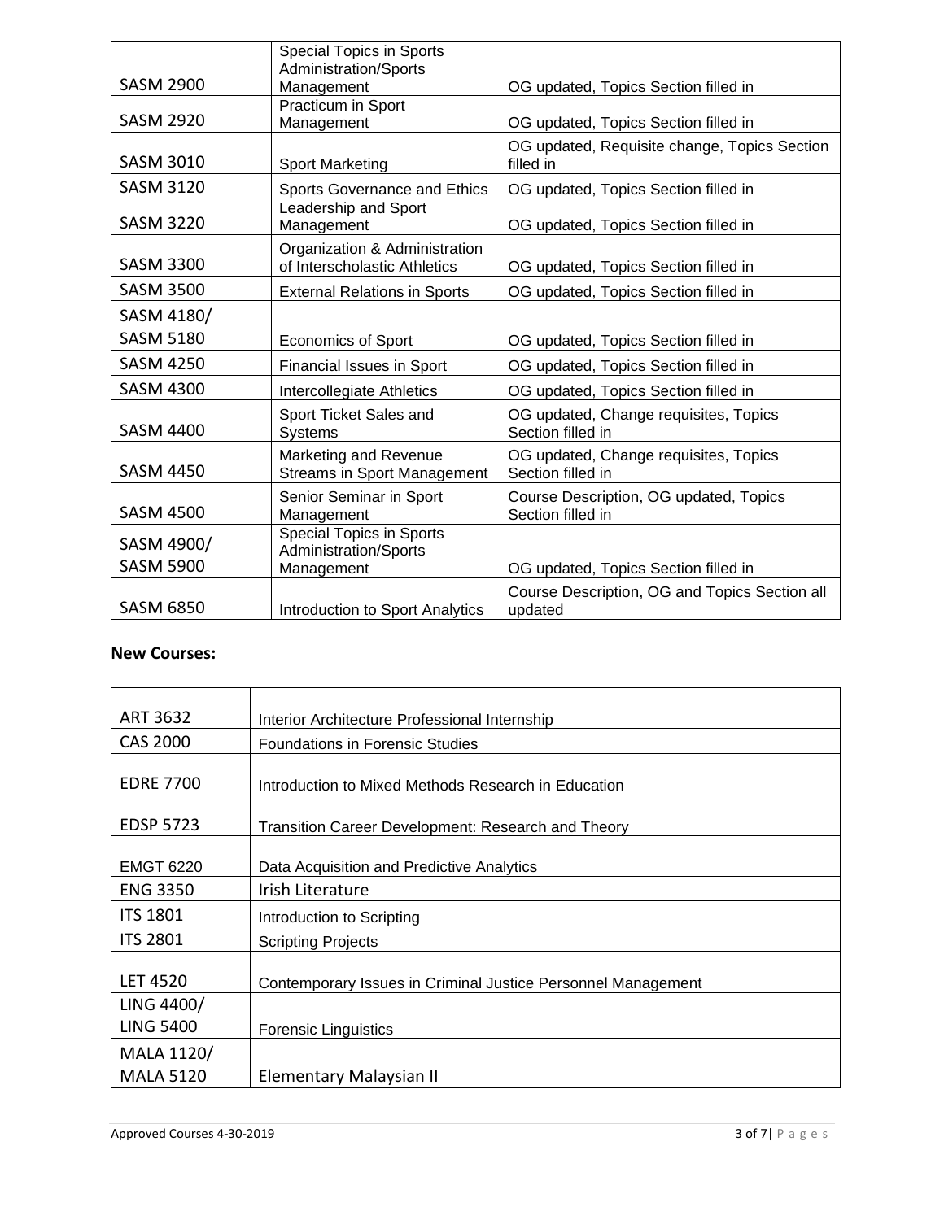| | | |
|---|---|---|
| SASM 2900 | Special Topics in Sports Administration/Sports Management | OG updated, Topics Section filled in |
| SASM 2920 | Practicum in Sport Management | OG updated, Topics Section filled in |
| SASM 3010 | Sport Marketing | OG updated, Requisite change, Topics Section filled in |
| SASM 3120 | Sports Governance and Ethics | OG updated, Topics Section filled in |
| SASM 3220 | Leadership and Sport Management | OG updated, Topics Section filled in |
| SASM 3300 | Organization & Administration of Interscholastic Athletics | OG updated, Topics Section filled in |
| SASM 3500 | External Relations in Sports | OG updated, Topics Section filled in |
| SASM 4180/ SASM 5180 | Economics of Sport | OG updated, Topics Section filled in |
| SASM 4250 | Financial Issues in Sport | OG updated, Topics Section filled in |
| SASM 4300 | Intercollegiate Athletics | OG updated, Topics Section filled in |
| SASM 4400 | Sport Ticket Sales and Systems | OG updated, Change requisites, Topics Section filled in |
| SASM 4450 | Marketing and Revenue Streams in Sport Management | OG updated, Change requisites, Topics Section filled in |
| SASM 4500 | Senior Seminar in Sport Management | Course Description, OG updated, Topics Section filled in |
| SASM 4900/ SASM 5900 | Special Topics in Sports Administration/Sports Management | OG updated, Topics Section filled in |
| SASM 6850 | Introduction to Sport Analytics | Course Description, OG and Topics Section all updated |

**New Courses:**

| | |
|---|---|
| ART 3632 | Interior Architecture Professional Internship |
| CAS 2000 | Foundations in Forensic Studies |
| EDRE 7700 | Introduction to Mixed Methods Research in Education |
| EDSP 5723 | Transition Career Development: Research and Theory |
| EMGT 6220 | Data Acquisition and Predictive Analytics |
| ENG 3350 | Irish Literature |
| ITS 1801 | Introduction to Scripting |
| ITS 2801 | Scripting Projects |
| LET 4520 | Contemporary Issues in Criminal Justice Personnel Management |
| LING 4400/ LING 5400 | Forensic Linguistics |
| MALA 1120/ MALA 5120 | Elementary Malaysian II |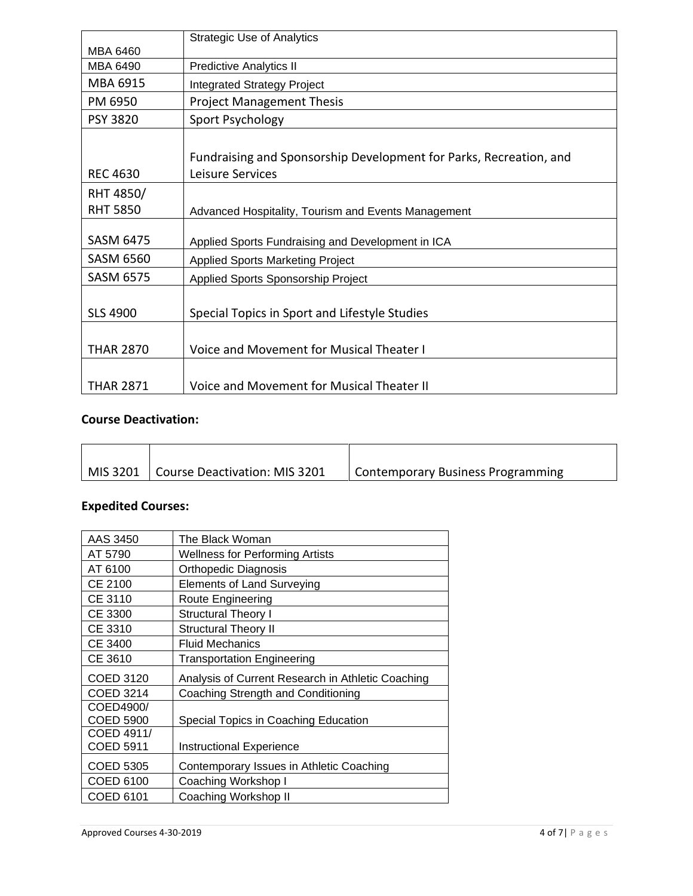| | |
|---|---|
| MBA 6460 | Strategic Use of Analytics |
| MBA 6490 | Predictive Analytics II |
| MBA 6915 | Integrated Strategy Project |
| PM 6950 | Project Management Thesis |
| PSY 3820 | Sport Psychology |
| REC 4630 | Fundraising and Sponsorship Development for Parks, Recreation, and Leisure Services |
| RHT 4850/ RHT 5850 | Advanced Hospitality, Tourism and Events Management |
| SASM 6475 | Applied Sports Fundraising and Development in ICA |
| SASM 6560 | Applied Sports Marketing Project |
| SASM 6575 | Applied Sports Sponsorship Project |
| SLS 4900 | Special Topics in Sport and Lifestyle Studies |
| THAR 2870 | Voice and Movement for Musical Theater I |
| THAR 2871 | Voice and Movement for Musical Theater II |

## Course Deactivation:

| | | |
|---|---|---|
| MIS 3201 | Course Deactivation: MIS 3201 | Contemporary Business Programming |

## Expedited Courses:

| | |
|---|---|
| AAS 3450 | The Black Woman |
| AT 5790 | Wellness for Performing Artists |
| AT 6100 | Orthopedic Diagnosis |
| CE 2100 | Elements of Land Surveying |
| CE 3110 | Route Engineering |
| CE 3300 | Structural Theory I |
| CE 3310 | Structural Theory II |
| CE 3400 | Fluid Mechanics |
| CE 3610 | Transportation Engineering |
| COED 3120 | Analysis of Current Research in Athletic Coaching |
| COED 3214 | Coaching Strength and Conditioning |
| COED4900/ COED 5900 | Special Topics in Coaching Education |
| COED 4911/ COED 5911 | Instructional Experience |
| COED 5305 | Contemporary Issues in Athletic Coaching |
| COED 6100 | Coaching Workshop I |
| COED 6101 | Coaching Workshop II |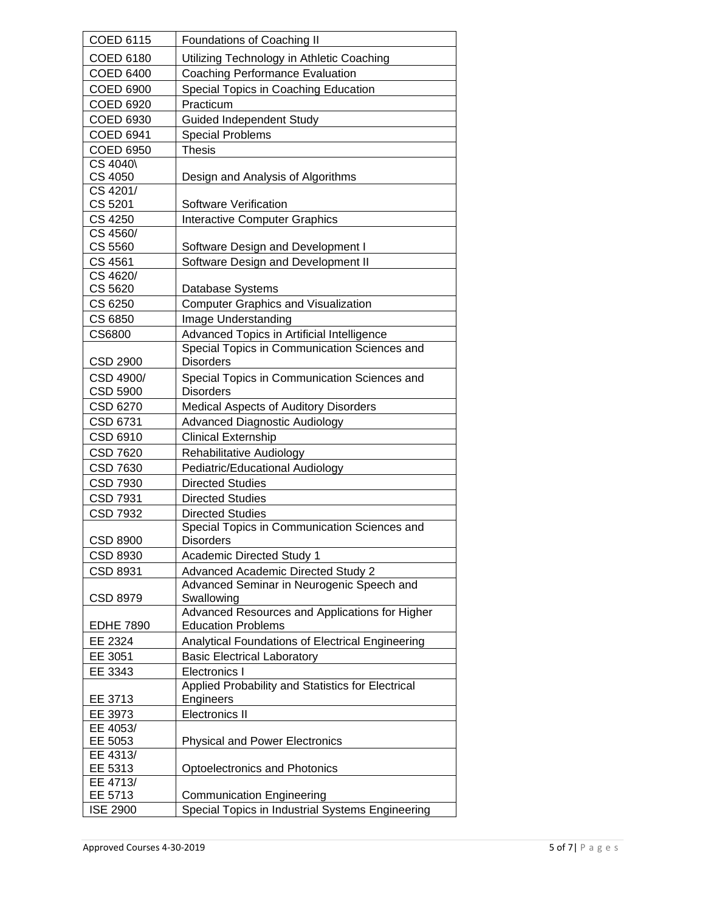| | |
|---|---|
| COED 6115 | Foundations of Coaching II |
| COED 6180 | Utilizing Technology in Athletic Coaching |
| COED 6400 | Coaching Performance Evaluation |
| COED 6900 | Special Topics in Coaching Education |
| COED 6920 | Practicum |
| COED 6930 | Guided Independent Study |
| COED 6941 | Special Problems |
| COED 6950 | Thesis |
| CS 4040\ CS 4050 | Design and Analysis of Algorithms |
| CS 4201/ CS 5201 | Software Verification |
| CS 4250 | Interactive Computer Graphics |
| CS 4560/ CS 5560 | Software Design and Development I |
| CS 4561 | Software Design and Development II |
| CS 4620/ CS 5620 | Database Systems |
| CS 6250 | Computer Graphics and Visualization |
| CS 6850 | Image Understanding |
| CS6800 | Advanced Topics in Artificial Intelligence |
| CSD 2900 | Special Topics in Communication Sciences and Disorders |
| CSD 4900/ CSD 5900 | Special Topics in Communication Sciences and Disorders |
| CSD 6270 | Medical Aspects of Auditory Disorders |
| CSD 6731 | Advanced Diagnostic Audiology |
| CSD 6910 | Clinical Externship |
| CSD 7620 | Rehabilitative Audiology |
| CSD 7630 | Pediatric/Educational Audiology |
| CSD 7930 | Directed Studies |
| CSD 7931 | Directed Studies |
| CSD 7932 | Directed Studies |
| CSD 8900 | Special Topics in Communication Sciences and Disorders |
| CSD 8930 | Academic Directed Study 1 |
| CSD 8931 | Advanced Academic Directed Study 2 |
| CSD 8979 | Advanced Seminar in Neurogenic Speech and Swallowing |
| EDHE 7890 | Advanced Resources and Applications for Higher Education Problems |
| EE 2324 | Analytical Foundations of Electrical Engineering |
| EE 3051 | Basic Electrical Laboratory |
| EE 3343 | Electronics I |
| EE 3713 | Applied Probability and Statistics for Electrical Engineers |
| EE 3973 | Electronics II |
| EE 4053/ EE 5053 | Physical and Power Electronics |
| EE 4313/ EE 5313 | Optoelectronics and Photonics |
| EE 4713/ EE 5713 | Communication Engineering |
| ISE 2900 | Special Topics in Industrial Systems Engineering |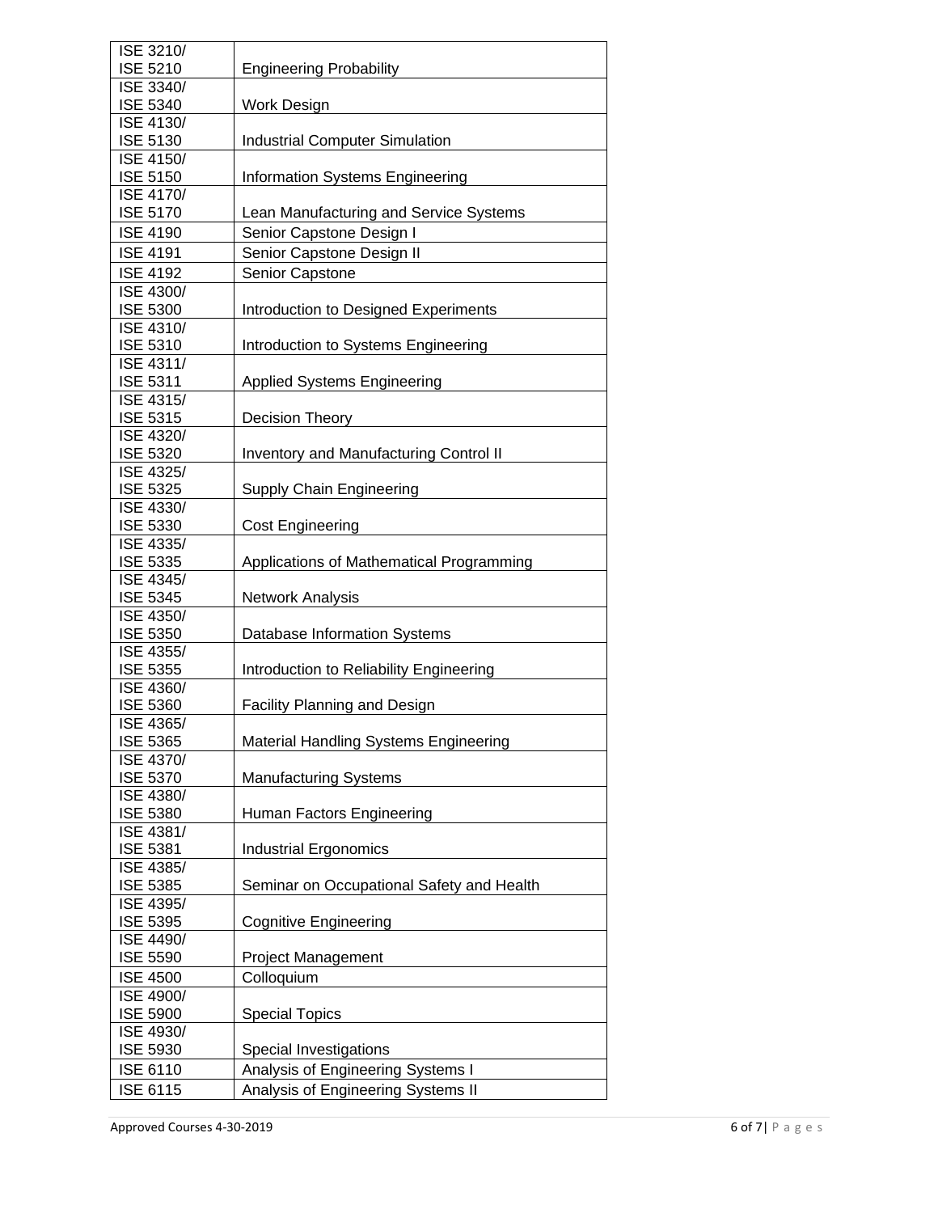| | |
|---|---|
| ISE 3210/ ISE 5210 | Engineering Probability |
| ISE 3340/ ISE 5340 | Work Design |
| ISE 4130/ ISE 5130 | Industrial Computer Simulation |
| ISE 4150/ ISE 5150 | Information Systems Engineering |
| ISE 4170/ ISE 5170 | Lean Manufacturing and Service Systems |
| ISE 4190 | Senior Capstone Design I |
| ISE 4191 | Senior Capstone Design II |
| ISE 4192 | Senior Capstone |
| ISE 4300/ ISE 5300 | Introduction to Designed Experiments |
| ISE 4310/ ISE 5310 | Introduction to Systems Engineering |
| ISE 4311/ ISE 5311 | Applied Systems Engineering |
| ISE 4315/ ISE 5315 | Decision Theory |
| ISE 4320/ ISE 5320 | Inventory and Manufacturing Control II |
| ISE 4325/ ISE 5325 | Supply Chain Engineering |
| ISE 4330/ ISE 5330 | Cost Engineering |
| ISE 4335/ ISE 5335 | Applications of Mathematical Programming |
| ISE 4345/ ISE 5345 | Network Analysis |
| ISE 4350/ ISE 5350 | Database Information Systems |
| ISE 4355/ ISE 5355 | Introduction to Reliability Engineering |
| ISE 4360/ ISE 5360 | Facility Planning and Design |
| ISE 4365/ ISE 5365 | Material Handling Systems Engineering |
| ISE 4370/ ISE 5370 | Manufacturing Systems |
| ISE 4380/ ISE 5380 | Human Factors Engineering |
| ISE 4381/ ISE 5381 | Industrial Ergonomics |
| ISE 4385/ ISE 5385 | Seminar on Occupational Safety and Health |
| ISE 4395/ ISE 5395 | Cognitive Engineering |
| ISE 4490/ ISE 5590 | Project Management |
| ISE 4500 | Colloquium |
| ISE 4900/ ISE 5900 | Special Topics |
| ISE 4930/ ISE 5930 | Special Investigations |
| ISE 6110 | Analysis of Engineering Systems I |
| ISE 6115 | Analysis of Engineering Systems II |

Approved Courses 4-30-2019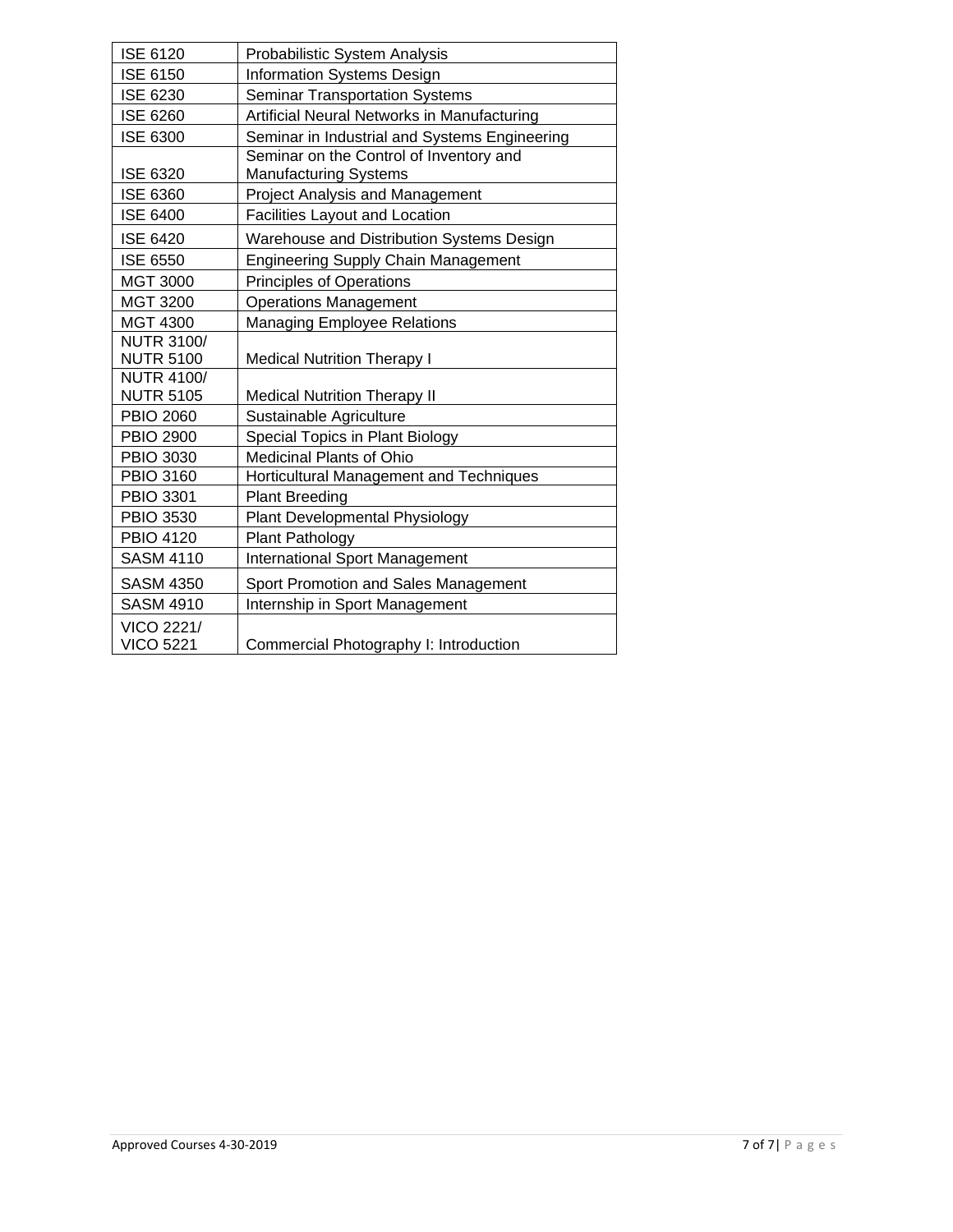| | |
|---|---|
| ISE 6120 | Probabilistic System Analysis |
| ISE 6150 | Information Systems Design |
| ISE 6230 | Seminar Transportation Systems |
| ISE 6260 | Artificial Neural Networks in Manufacturing |
| ISE 6300 | Seminar in Industrial and Systems Engineering |
| ISE 6320 | Seminar on the Control of Inventory and Manufacturing Systems |
| ISE 6360 | Project Analysis and Management |
| ISE 6400 | Facilities Layout and Location |
| ISE 6420 | Warehouse and Distribution Systems Design |
| ISE 6550 | Engineering Supply Chain Management |
| MGT 3000 | Principles of Operations |
| MGT 3200 | Operations Management |
| MGT 4300 | Managing Employee Relations |
| NUTR 3100/ NUTR 5100 | Medical Nutrition Therapy I |
| NUTR 4100/ NUTR 5105 | Medical Nutrition Therapy II |
| PBIO 2060 | Sustainable Agriculture |
| PBIO 2900 | Special Topics in Plant Biology |
| PBIO 3030 | Medicinal Plants of Ohio |
| PBIO 3160 | Horticultural Management and Techniques |
| PBIO 3301 | Plant Breeding |
| PBIO 3530 | Plant Developmental Physiology |
| PBIO 4120 | Plant Pathology |
| SASM 4110 | International Sport Management |
| SASM 4350 | Sport Promotion and Sales Management |
| SASM 4910 | Internship in Sport Management |
| VICO 2221/ VICO 5221 | Commercial Photography I: Introduction |